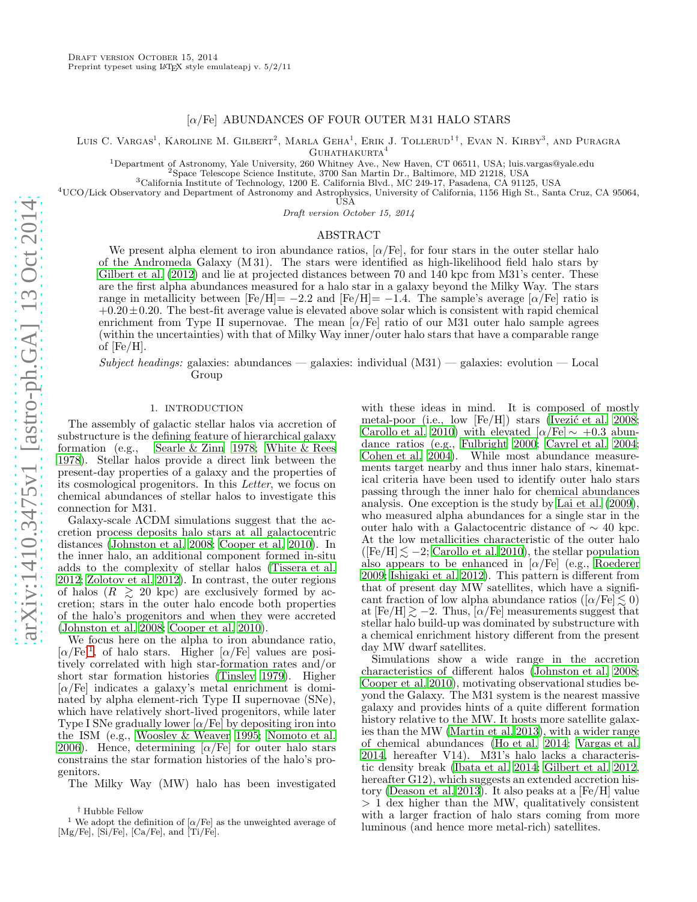Draft version October 15, 2014
Preprint typeset using LaTeX style emulateapj v. 5/2/11

# [α/Fe] ABUNDANCES OF FOUR OUTER M 31 HALO STARS

Luis C. Vargas[1], Karoline M. Gilbert[2], Marla Geha[1], Erik J. Tollerud[1]†, Evan N. Kirby[3], and Puragra Guhathakurta[4]

[1]Department of Astronomy, Yale University, 260 Whitney Ave., New Haven, CT 06511, USA; luis.vargas@yale.edu
[2]Space Telescope Science Institute, 3700 San Martin Dr., Baltimore, MD 21218, USA
[3]California Institute of Technology, 1200 E. California Blvd., MC 249-17, Pasadena, CA 91125, USA
[4]UCO/Lick Observatory and Department of Astronomy and Astrophysics, University of California, 1156 High St., Santa Cruz, CA 95064, USA

*Draft version October 15, 2014*

## ABSTRACT

We present alpha element to iron abundance ratios, [α/Fe], for four stars in the outer stellar halo of the Andromeda Galaxy (M 31). The stars were identified as high-likelihood field halo stars by Gilbert et al. (2012) and lie at projected distances between 70 and 140 kpc from M31's center. These are the first alpha abundances measured for a halo star in a galaxy beyond the Milky Way. The stars range in metallicity between [Fe/H]= −2.2 and [Fe/H]= −1.4. The sample's average [α/Fe] ratio is +0.20±0.20. The best-fit average value is elevated above solar which is consistent with rapid chemical enrichment from Type II supernovae. The mean [α/Fe] ratio of our M31 outer halo sample agrees (within the uncertainties) with that of Milky Way inner/outer halo stars that have a comparable range of [Fe/H].

*Subject headings:* galaxies: abundances — galaxies: individual (M31) — galaxies: evolution — Local Group

## 1. INTRODUCTION

The assembly of galactic stellar halos via accretion of substructure is the defining feature of hierarchical galaxy formation (e.g., Searle & Zinn 1978; White & Rees 1978). Stellar halos provide a direct link between the present-day properties of a galaxy and the properties of its cosmological progenitors. In this *Letter*, we focus on chemical abundances of stellar halos to investigate this connection for M31.

Galaxy-scale ΛCDM simulations suggest that the accretion process deposits halo stars at all galactocentric distances (Johnston et al. 2008; Cooper et al. 2010). In the inner halo, an additional component formed in-situ adds to the complexity of stellar halos (Tissera et al. 2012; Zolotov et al. 2012). In contrast, the outer regions of halos ($R \gtrsim 20$ kpc) are exclusively formed by accretion; stars in the outer halo encode both properties of the halo's progenitors and when they were accreted (Johnston et al. 2008; Cooper et al. 2010).

We focus here on the alpha to iron abundance ratio, [α/Fe][1], of halo stars. Higher [α/Fe] values are positively correlated with high star-formation rates and/or short star formation histories (Tinsley 1979). Higher [α/Fe] indicates a galaxy's metal enrichment is dominated by alpha element-rich Type II supernovae (SNe), which have relatively short-lived progenitors, while later Type I SNe gradually lower [α/Fe] by depositing iron into the ISM (e.g., Woosley & Weaver 1995; Nomoto et al. 2006). Hence, determining [α/Fe] for outer halo stars constrains the star formation histories of the halo's progenitors.

The Milky Way (MW) halo has been investigated with these ideas in mind. It is composed of mostly metal-poor (i.e., low [Fe/H]) stars (Ivezić et al. 2008; Carollo et al. 2010) with elevated [α/Fe] $\sim +0.3$ abundance ratios (e.g., Fulbright 2000; Cayrel et al. 2004; Cohen et al. 2004). While most abundance measurements target nearby and thus inner halo stars, kinematical criteria have been used to identify outer halo stars passing through the inner halo for chemical abundances analysis. One exception is the study by Lai et al. (2009), who measured alpha abundances for a single star in the outer halo with a Galactocentric distance of $\sim 40$ kpc. At the low metallicities characteristic of the outer halo ([Fe/H] $\lesssim -2$; Carollo et al. 2010), the stellar population also appears to be enhanced in [α/Fe] (e.g., Roederer 2009; Ishigaki et al. 2012). This pattern is different from that of present day MW satellites, which have a significant fraction of low alpha abundance ratios ([α/Fe] $\lesssim 0$) at [Fe/H] $\gtrsim -2$. Thus, [α/Fe] measurements suggest that stellar halo build-up was dominated by substructure with a chemical enrichment history different from the present day MW dwarf satellites.

Simulations show a wide range in the accretion characteristics of different halos (Johnston et al. 2008; Cooper et al. 2010), motivating observational studies beyond the Galaxy. The M31 system is the nearest massive galaxy and provides hints of a quite different formation history relative to the MW. It hosts more satellite galaxies than the MW (Martin et al. 2013), with a wider range of chemical abundances (Ho et al. 2014; Vargas et al. 2014, hereafter V14). M31's halo lacks a characteristic density break (Ibata et al. 2014; Gilbert et al. 2012, hereafter G12), which suggests an extended accretion history (Deason et al. 2013). It also peaks at a [Fe/H] value $> 1$ dex higher than the MW, qualitatively consistent with a larger fraction of halo stars coming from more luminous (and hence more metal-rich) satellites.

† Hubble Fellow
[1] We adopt the definition of [α/Fe] as the unweighted average of [Mg/Fe], [Si/Fe], [Ca/Fe], and [Ti/Fe].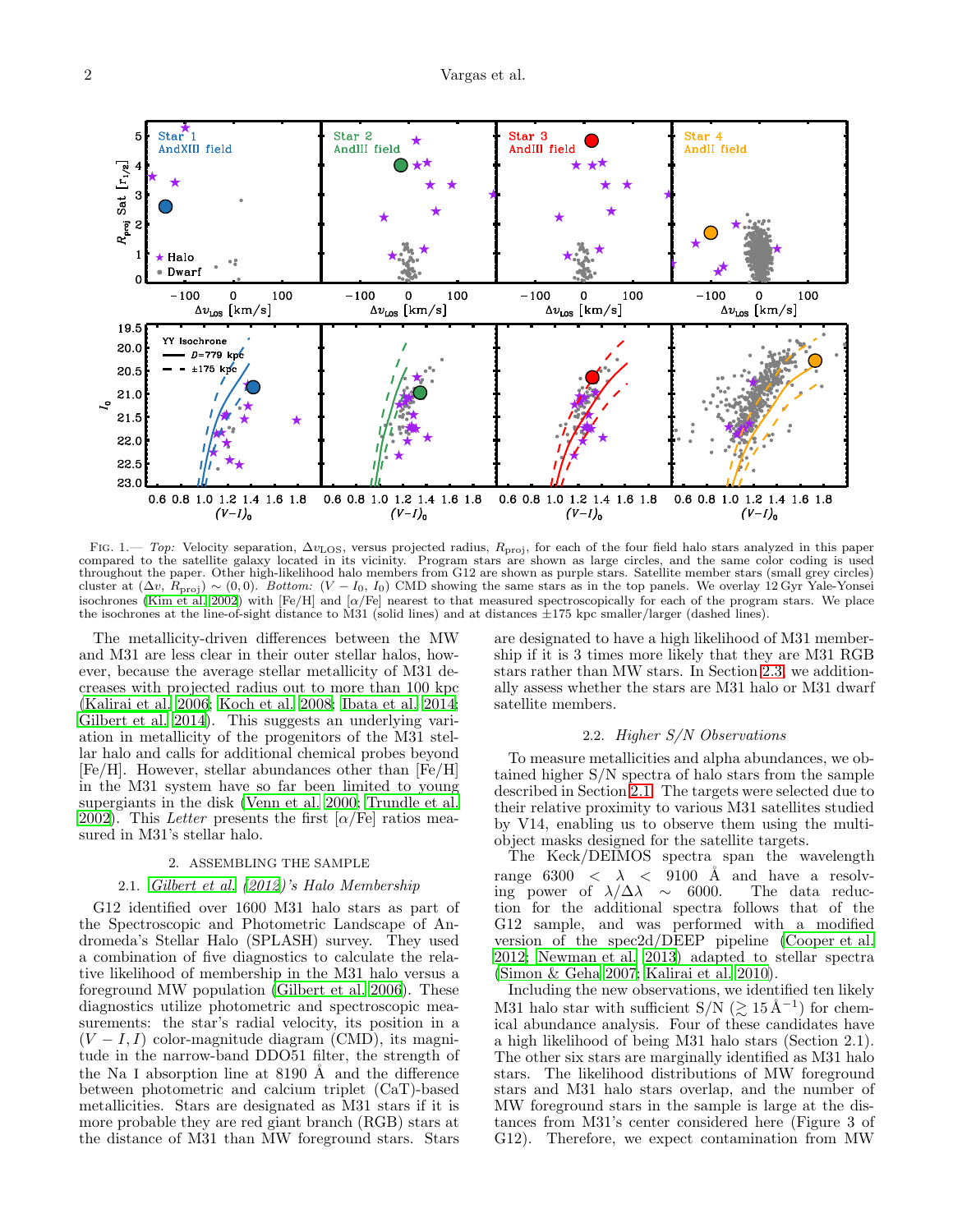Fig. 1.— *Top:* Velocity separation, $\Delta v_{\rm LOS}$, versus projected radius, $R_{\rm proj}$, for each of the four field halo stars analyzed in this paper compared to the satellite galaxy located in its vicinity. Program stars are shown as large circles, and the same color coding is used throughout the paper. Other high-likelihood halo members from G12 are shown as purple stars. Satellite member stars (small grey circles) cluster at ($\Delta v$, $R_{\rm proj}$) $\sim (0, 0)$. *Bottom:* $(V - I_0, I_0)$ CMD showing the same stars as in the top panels. We overlay 12 Gyr Yale-Yonsei isochrones (Kim et al. 2002) with [Fe/H] and [$\alpha$/Fe] nearest to that measured spectroscopically for each of the program stars. We place the isochrones at the line-of-sight distance to M31 (solid lines) and at distances $\pm 175$ kpc smaller/larger (dashed lines).

The metallicity-driven differences between the MW and M31 are less clear in their outer stellar halos, however, because the average stellar metallicity of M31 decreases with projected radius out to more than 100 kpc (Kalirai et al. 2006; Koch et al. 2008; Ibata et al. 2014; Gilbert et al. 2014). This suggests an underlying variation in metallicity of the progenitors of the M31 stellar halo and calls for additional chemical probes beyond [Fe/H]. However, stellar abundances other than [Fe/H] in the M31 system have so far been limited to young supergiants in the disk (Venn et al. 2000; Trundle et al. 2002). This *Letter* presents the first [$\alpha$/Fe] ratios measured in M31's stellar halo.

## 2. ASSEMBLING THE SAMPLE

### 2.1. *Gilbert et al. (2012)*'s Halo Membership

G12 identified over 1600 M31 halo stars as part of the Spectroscopic and Photometric Landscape of Andromeda's Stellar Halo (SPLASH) survey. They used a combination of five diagnostics to calculate the relative likelihood of membership in the M31 halo versus a foreground MW population (Gilbert et al. 2006). These diagnostics utilize photometric and spectroscopic measurements: the star's radial velocity, its position in a $(V - I, I)$ color-magnitude diagram (CMD), its magnitude in the narrow-band DDO51 filter, the strength of the Na I absorption line at 8190 Å and the difference between photometric and calcium triplet (CaT)-based metallicities. Stars are designated as M31 stars if it is more probable they are red giant branch (RGB) stars at the distance of M31 than MW foreground stars. Stars are designated to have a high likelihood of M31 membership if it is 3 times more likely that they are M31 RGB stars rather than MW stars. In Section 2.3, we additionally assess whether the stars are M31 halo or M31 dwarf satellite members.

### 2.2. *Higher S/N Observations*

To measure metallicities and alpha abundances, we obtained higher S/N spectra of halo stars from the sample described in Section 2.1. The targets were selected due to their relative proximity to various M31 satellites studied by V14, enabling us to observe them using the multi-object masks designed for the satellite targets.

The Keck/DEIMOS spectra span the wavelength range $6300 < \lambda < 9100$ Å and have a resolving power of $\lambda/\Delta\lambda \sim 6000$. The data reduction for the additional spectra follows that of the G12 sample, and was performed with a modified version of the spec2d/DEEP pipeline (Cooper et al. 2012; Newman et al. 2013) adapted to stellar spectra (Simon & Geha 2007; Kalirai et al. 2010).

Including the new observations, we identified ten likely M31 halo star with sufficient S/N ($\gtrsim 15$ Å$^{-1}$) for chemical abundance analysis. Four of these candidates have a high likelihood of being M31 halo stars (Section 2.1). The other six stars are marginally identified as M31 halo stars. The likelihood distributions of MW foreground stars and M31 halo stars overlap, and the number of MW foreground stars in the sample is large at the distances from M31's center considered here (Figure 3 of G12). Therefore, we expect contamination from MW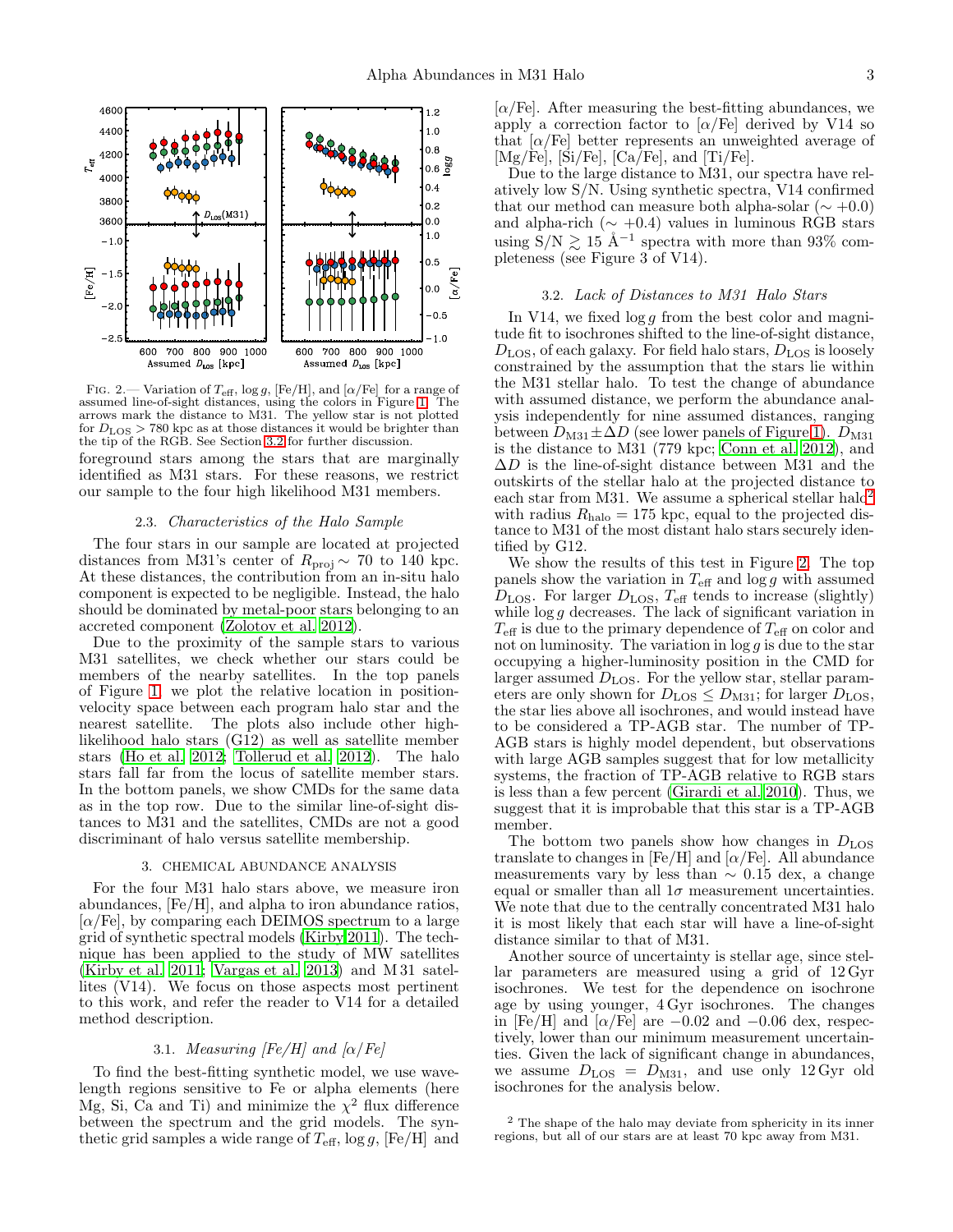FIG. 2.— Variation of $T_{\rm eff}$, $\log g$, [Fe/H], and [$\alpha$/Fe] for a range of assumed line-of-sight distances, using the colors in Figure 1. The arrows mark the distance to M31. The yellow star is not plotted for $D_{\rm LOS} > 780$ kpc as at those distances it would be brighter than the tip of the RGB. See Section 3.2 for further discussion.

foreground stars among the stars that are marginally identified as M31 stars. For these reasons, we restrict our sample to the four high likelihood M31 members.

### 2.3. *Characteristics of the Halo Sample*

The four stars in our sample are located at projected distances from M31's center of $R_{\rm proj} \sim 70$ to 140 kpc. At these distances, the contribution from an in-situ halo component is expected to be negligible. Instead, the halo should be dominated by metal-poor stars belonging to an accreted component (Zolotov et al. 2012).

Due to the proximity of the sample stars to various M31 satellites, we check whether our stars could be members of the nearby satellites. In the top panels of Figure 1, we plot the relative location in position-velocity space between each program halo star and the nearest satellite. The plots also include other high-likelihood halo stars (G12) as well as satellite member stars (Ho et al. 2012; Tollerud et al. 2012). The halo stars fall far from the locus of satellite member stars. In the bottom panels, we show CMDs for the same data as in the top row. Due to the similar line-of-sight distances to M31 and the satellites, CMDs are not a good discriminant of halo versus satellite membership.

## 3. CHEMICAL ABUNDANCE ANALYSIS

For the four M31 halo stars above, we measure iron abundances, [Fe/H], and alpha to iron abundance ratios, [$\alpha$/Fe], by comparing each DEIMOS spectrum to a large grid of synthetic spectral models (Kirby 2011). The technique has been applied to the study of MW satellites (Kirby et al. 2011; Vargas et al. 2013) and M 31 satellites (V14). We focus on those aspects most pertinent to this work, and refer the reader to V14 for a detailed method description.

### 3.1. *Measuring [Fe/H] and [α/Fe]*

To find the best-fitting synthetic model, we use wavelength regions sensitive to Fe or alpha elements (here Mg, Si, Ca and Ti) and minimize the $\chi^2$ flux difference between the spectrum and the grid models. The synthetic grid samples a wide range of $T_{\rm eff}$, $\log g$, [Fe/H] and [$\alpha$/Fe]. After measuring the best-fitting abundances, we apply a correction factor to [$\alpha$/Fe] derived by V14 so that [$\alpha$/Fe] better represents an unweighted average of [Mg/Fe], [Si/Fe], [Ca/Fe], and [Ti/Fe].

Due to the large distance to M31, our spectra have relatively low S/N. Using synthetic spectra, V14 confirmed that our method can measure both alpha-solar ($\sim +0.0$) and alpha-rich ($\sim +0.4$) values in luminous RGB stars using S/N $\gtrsim 15$ Å$^{-1}$ spectra with more than 93% completeness (see Figure 3 of V14).

### 3.2. *Lack of Distances to M31 Halo Stars*

In V14, we fixed $\log g$ from the best color and magnitude fit to isochrones shifted to the line-of-sight distance, $D_{\rm LOS}$, of each galaxy. For field halo stars, $D_{\rm LOS}$ is loosely constrained by the assumption that the stars lie within the M31 stellar halo. To test the change of abundance with assumed distance, we perform the abundance analysis independently for nine assumed distances, ranging between $D_{\rm M31} \pm \Delta D$ (see lower panels of Figure 1). $D_{\rm M31}$ is the distance to M31 (779 kpc; Conn et al. 2012), and $\Delta D$ is the line-of-sight distance between M31 and the outskirts of the stellar halo at the projected distance to each star from M31. We assume a spherical stellar halo[2] with radius $R_{\rm halo} = 175$ kpc, equal to the projected distance to M31 of the most distant halo stars securely identified by G12.

We show the results of this test in Figure 2. The top panels show the variation in $T_{\rm eff}$ and $\log g$ with assumed $D_{\rm LOS}$. For larger $D_{\rm LOS}$, $T_{\rm eff}$ tends to increase (slightly) while $\log g$ decreases. The lack of significant variation in $T_{\rm eff}$ is due to the primary dependence of $T_{\rm eff}$ on color and not on luminosity. The variation in $\log g$ is due to the star occupying a higher-luminosity position in the CMD for larger assumed $D_{\rm LOS}$. For the yellow star, stellar parameters are only shown for $D_{\rm LOS} \leq D_{\rm M31}$; for larger $D_{\rm LOS}$, the star lies above all isochrones, and would instead have to be considered a TP-AGB star. The number of TP-AGB stars is highly model dependent, but observations with large AGB samples suggest that for low metallicity systems, the fraction of TP-AGB relative to RGB stars is less than a few percent (Girardi et al. 2010). Thus, we suggest that it is improbable that this star is a TP-AGB member.

The bottom two panels show how changes in $D_{\rm LOS}$ translate to changes in [Fe/H] and [$\alpha$/Fe]. All abundance measurements vary by less than $\sim 0.15$ dex, a change equal or smaller than all $1\sigma$ measurement uncertainties. We note that due to the centrally concentrated M31 halo it is most likely that each star will have a line-of-sight distance similar to that of M31.

Another source of uncertainty is stellar age, since stellar parameters are measured using a grid of 12 Gyr isochrones. We test for the dependence on isochrone age by using younger, 4 Gyr isochrones. The changes in [Fe/H] and [$\alpha$/Fe] are $-0.02$ and $-0.06$ dex, respectively, lower than our minimum measurement uncertainties. Given the lack of significant change in abundances, we assume $D_{\rm LOS} = D_{\rm M31}$, and use only 12 Gyr old isochrones for the analysis below.

[2] The shape of the halo may deviate from sphericity in its inner regions, but all of our stars are at least 70 kpc away from M31.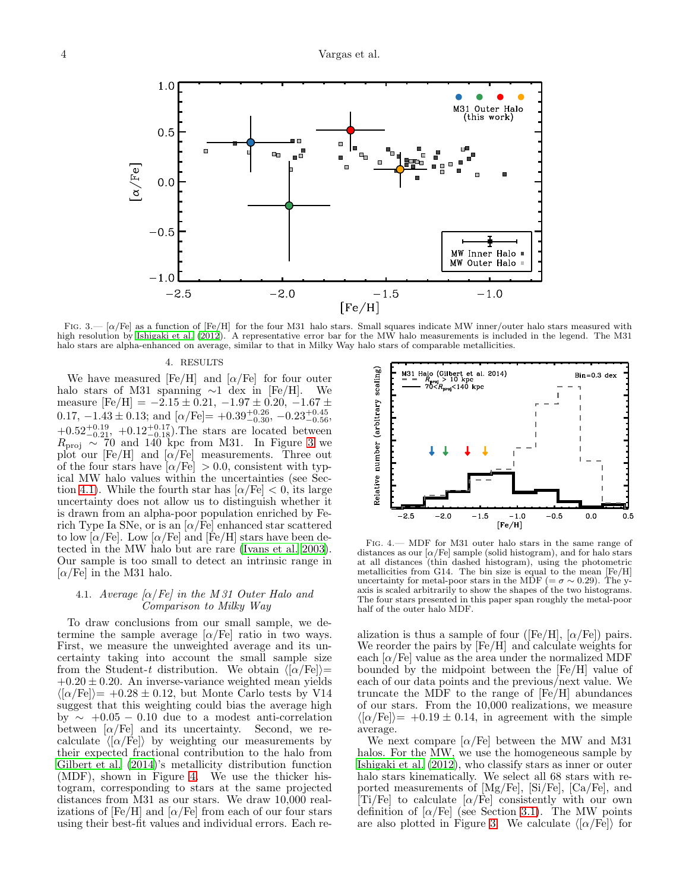Fig. 3.— [$\alpha$/Fe] as a function of [Fe/H] for the four M31 halo stars. Small squares indicate MW inner/outer halo stars measured with high resolution by Ishigaki et al. (2012). A representative error bar for the MW halo measurements is included in the legend. The M31 halo stars are alpha-enhanced on average, similar to that in Milky Way halo stars of comparable metallicities.

## 4. RESULTS

We have measured [Fe/H] and [$\alpha$/Fe] for four outer halo stars of M31 spanning $\sim$1 dex in [Fe/H]. We measure [Fe/H] $= -2.15 \pm 0.21$, $-1.97 \pm 0.20$, $-1.67 \pm 0.17$, $-1.43 \pm 0.13$; and [$\alpha$/Fe]$= +0.39^{+0.26}_{-0.30}$, $-0.23^{+0.45}_{-0.56}$, $+0.52^{+0.19}_{-0.21}$, $+0.12^{+0.17}_{-0.18}$).The stars are located between $R_{\rm proj} \sim 70$ and 140 kpc from M31. In Figure 3 we plot our [Fe/H] and [$\alpha$/Fe] measurements. Three out of the four stars have [$\alpha$/Fe] $> 0.0$, consistent with typical MW halo values within the uncertainties (see Section 4.1). While the fourth star has [$\alpha$/Fe] $< 0$, its large uncertainty does not allow us to distinguish whether it is drawn from an alpha-poor population enriched by Fe-rich Type Ia SNe, or is an [$\alpha$/Fe] enhanced star scattered to low [$\alpha$/Fe]. Low [$\alpha$/Fe] and [Fe/H] stars have been detected in the MW halo but are rare (Ivans et al. 2003). Our sample is too small to detect an intrinsic range in [$\alpha$/Fe] in the M31 halo.

### 4.1. *Average [$\alpha$/Fe] in the M31 Outer Halo and Comparison to Milky Way*

To draw conclusions from our small sample, we determine the sample average [$\alpha$/Fe] ratio in two ways. First, we measure the unweighted average and its uncertainty taking into account the small sample size from the Student-$t$ distribution. We obtain $\langle$[$\alpha$/Fe]$\rangle$= $+0.20 \pm 0.20$. An inverse-variance weighted mean yields $\langle$[$\alpha$/Fe]$\rangle$= $+0.28 \pm 0.12$, but Monte Carlo tests by V14 suggest that this weighting could bias the average high by $\sim +0.05 - 0.10$ due to a modest anti-correlation between [$\alpha$/Fe] and its uncertainty. Second, we recalculate $\langle$[$\alpha$/Fe]$\rangle$ by weighting our measurements by their expected fractional contribution to the halo from Gilbert et al. (2014)'s metallicity distribution function (MDF), shown in Figure 4. We use the thicker histogram, corresponding to stars at the same projected distances from M31 as our stars. We draw 10,000 realizations of [Fe/H] and [$\alpha$/Fe] from each of our four stars using their best-fit values and individual errors. Each realization is thus a sample of four ([Fe/H], [$\alpha$/Fe]) pairs. We reorder the pairs by [Fe/H] and calculate weights for each [$\alpha$/Fe] value as the area under the normalized MDF bounded by the midpoint between the [Fe/H] value of each of our data points and the previous/next value. We truncate the MDF to the range of [Fe/H] abundances of our stars. From the 10,000 realizations, we measure $\langle$[$\alpha$/Fe]$\rangle$= $+0.19 \pm 0.14$, in agreement with the simple average.

Fig. 4.— MDF for M31 outer halo stars in the same range of distances as our [$\alpha$/Fe] sample (solid histogram), and for halo stars at all distances (thin dashed histogram), using the photometric metallicities from G14. The bin size is equal to the mean [Fe/H] uncertainty for metal-poor stars in the MDF ($= \sigma \sim 0.29$). The y-axis is scaled arbitrarily to show the shapes of the two histograms. The four stars presented in this paper span roughly the metal-poor half of the outer halo MDF.

We next compare [$\alpha$/Fe] between the MW and M31 halos. For the MW, we use the homogeneous sample by Ishigaki et al. (2012), who classify stars as inner or outer halo stars kinematically. We select all 68 stars with reported measurements of [Mg/Fe], [Si/Fe], [Ca/Fe], and [Ti/Fe] to calculate [$\alpha$/Fe] consistently with our own definition of [$\alpha$/Fe] (see Section 3.1). The MW points are also plotted in Figure 3. We calculate $\langle$[$\alpha$/Fe]$\rangle$ for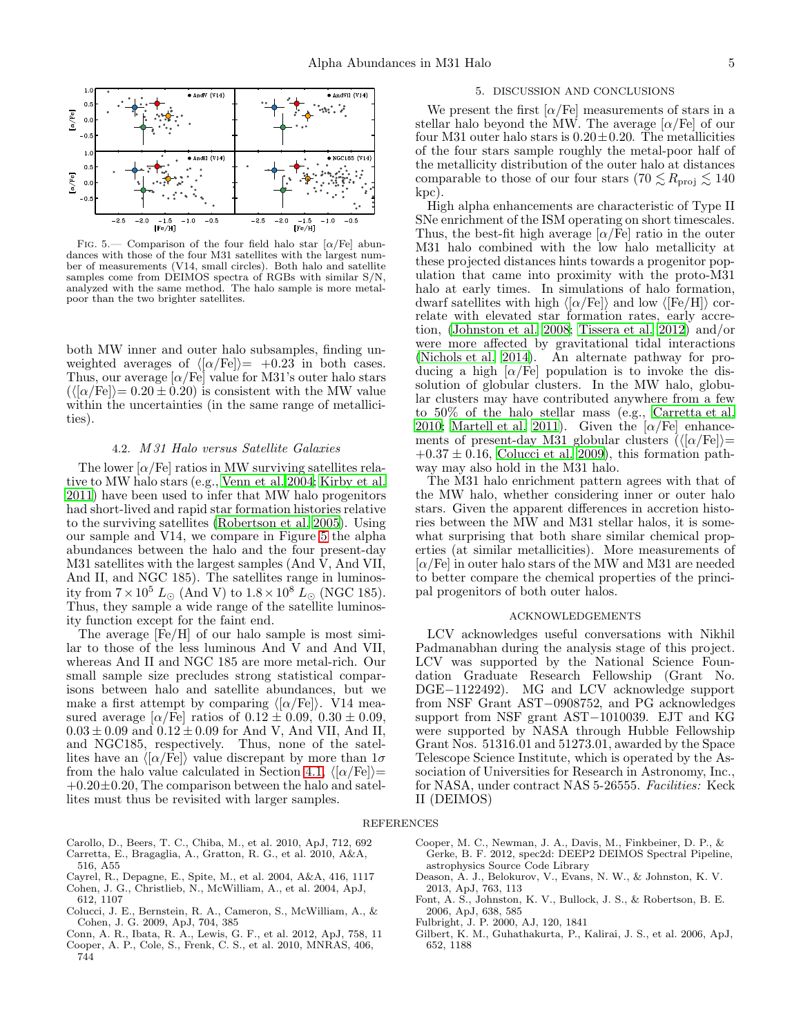FIG. 5.— Comparison of the four field halo star [$\alpha$/Fe] abundances with those of the four M31 satellites with the largest number of measurements (V14, small circles). Both halo and satellite samples come from DEIMOS spectra of RGBs with similar S/N, analyzed with the same method. The halo sample is more metal-poor than the two brighter satellites.

both MW inner and outer halo subsamples, finding unweighted averages of $\langle[\alpha/\mathrm{Fe}]\rangle = +0.23$ in both cases. Thus, our average [$\alpha$/Fe] value for M31's outer halo stars ($\langle[\alpha/\mathrm{Fe}]\rangle = 0.20 \pm 0.20$) is consistent with the MW value within the uncertainties (in the same range of metallicities).

### 4.2. *M31 Halo versus Satellite Galaxies*

The lower [$\alpha$/Fe] ratios in MW surviving satellites relative to MW halo stars (e.g., Venn et al. 2004; Kirby et al. 2011) have been used to infer that MW halo progenitors had short-lived and rapid star formation histories relative to the surviving satellites (Robertson et al. 2005). Using our sample and V14, we compare in Figure 5 the alpha abundances between the halo and the four present-day M31 satellites with the largest samples (And V, And VII, And II, and NGC 185). The satellites range in luminosity from $7 \times 10^5\ L_\odot$ (And V) to $1.8 \times 10^8\ L_\odot$ (NGC 185). Thus, they sample a wide range of the satellite luminosity function except for the faint end.

The average [Fe/H] of our halo sample is most similar to those of the less luminous And V and And VII, whereas And II and NGC 185 are more metal-rich. Our small sample size precludes strong statistical comparisons between halo and satellite abundances, but we make a first attempt by comparing $\langle[\alpha/\mathrm{Fe}]\rangle$. V14 measured average [$\alpha$/Fe] ratios of $0.12 \pm 0.09$, $0.30 \pm 0.09$, $0.03 \pm 0.09$ and $0.12 \pm 0.09$ for And V, And VII, And II, and NGC185, respectively. Thus, none of the satellites have an $\langle[\alpha/\mathrm{Fe}]\rangle$ value discrepant by more than $1\sigma$ from the halo value calculated in Section 4.1, $\langle[\alpha/\mathrm{Fe}]\rangle = +0.20 \pm 0.20$, The comparison between the halo and satellites must thus be revisited with larger samples.

## 5. DISCUSSION AND CONCLUSIONS

We present the first [$\alpha$/Fe] measurements of stars in a stellar halo beyond the MW. The average [$\alpha$/Fe] of our four M31 outer halo stars is $0.20 \pm 0.20$. The metallicities of the four stars sample roughly the metal-poor half of the metallicity distribution of the outer halo at distances comparable to those of our four stars ($70 \lesssim R_{\mathrm{proj}} \lesssim 140$ kpc).

High alpha enhancements are characteristic of Type II SNe enrichment of the ISM operating on short timescales. Thus, the best-fit high average [$\alpha$/Fe] ratio in the outer M31 halo combined with the low halo metallicity at these projected distances hints towards a progenitor population that came into proximity with the proto-M31 halo at early times. In simulations of halo formation, dwarf satellites with high $\langle[\alpha/\mathrm{Fe}]\rangle$ and low $\langle[\mathrm{Fe/H}]\rangle$ correlate with elevated star formation rates, early accretion, (Johnston et al. 2008; Tissera et al. 2012) and/or were more affected by gravitational tidal interactions (Nichols et al. 2014). An alternate pathway for producing a high [$\alpha$/Fe] population is to invoke the dissolution of globular clusters. In the MW halo, globular clusters may have contributed anywhere from a few to 50% of the halo stellar mass (e.g., Carretta et al. 2010; Martell et al. 2011). Given the [$\alpha$/Fe] enhancements of present-day M31 globular clusters ($\langle[\alpha/\mathrm{Fe}]\rangle = +0.37 \pm 0.16$, Colucci et al. 2009), this formation pathway may also hold in the M31 halo.

The M31 halo enrichment pattern agrees with that of the MW halo, whether considering inner or outer halo stars. Given the apparent differences in accretion histories between the MW and M31 stellar halos, it is somewhat surprising that both share similar chemical properties (at similar metallicities). More measurements of [$\alpha$/Fe] in outer halo stars of the MW and M31 are needed to better compare the chemical properties of the principal progenitors of both outer halos.

## ACKNOWLEDGEMENTS

LCV acknowledges useful conversations with Nikhil Padmanabhan during the analysis stage of this project. LCV was supported by the National Science Foundation Graduate Research Fellowship (Grant No. DGE−1122492). MG and LCV acknowledge support from NSF Grant AST−0908752, and PG acknowledges support from NSF grant AST−1010039. EJT and KG were supported by NASA through Hubble Fellowship Grant Nos. 51316.01 and 51273.01, awarded by the Space Telescope Science Institute, which is operated by the Association of Universities for Research in Astronomy, Inc., for NASA, under contract NAS 5-26555. *Facilities:* Keck II (DEIMOS)

## REFERENCES

Carollo, D., Beers, T. C., Chiba, M., et al. 2010, ApJ, 712, 692

Carretta, E., Bragaglia, A., Gratton, R. G., et al. 2010, A&A, 516, A55

Cayrel, R., Depagne, E., Spite, M., et al. 2004, A&A, 416, 1117

Cohen, J. G., Christlieb, N., McWilliam, A., et al. 2004, ApJ, 612, 1107

Colucci, J. E., Bernstein, R. A., Cameron, S., McWilliam, A., & Cohen, J. G. 2009, ApJ, 704, 385

Conn, A. R., Ibata, R. A., Lewis, G. F., et al. 2012, ApJ, 758, 11

Cooper, A. P., Cole, S., Frenk, C. S., et al. 2010, MNRAS, 406, 744

Cooper, M. C., Newman, J. A., Davis, M., Finkbeiner, D. P., & Gerke, B. F. 2012, spec2d: DEEP2 DEIMOS Spectral Pipeline, astrophysics Source Code Library

Deason, A. J., Belokurov, V., Evans, N. W., & Johnston, K. V. 2013, ApJ, 763, 113

Font, A. S., Johnston, K. V., Bullock, J. S., & Robertson, B. E. 2006, ApJ, 638, 585

Fulbright, J. P. 2000, AJ, 120, 1841

Gilbert, K. M., Guhathakurta, P., Kalirai, J. S., et al. 2006, ApJ, 652, 1188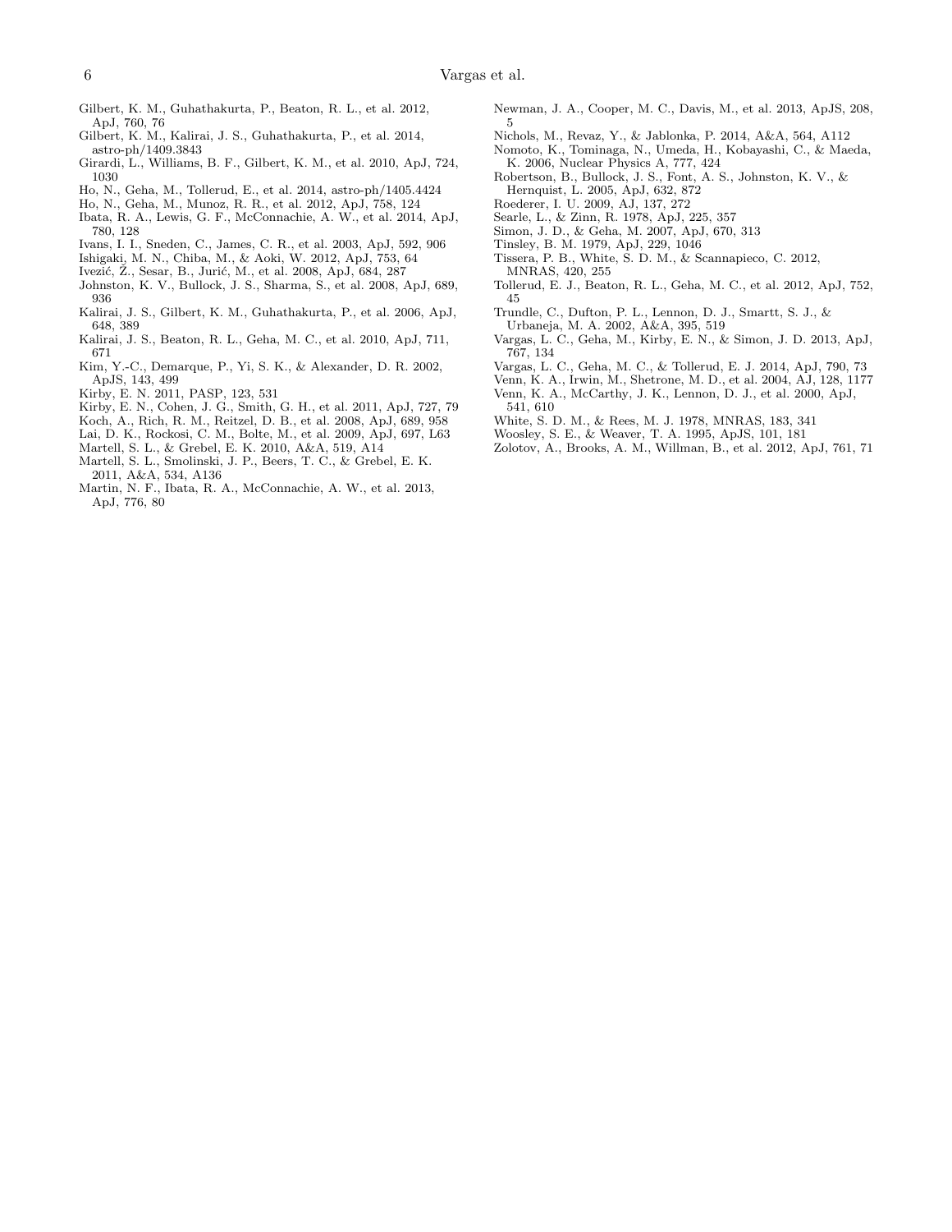Gilbert, K. M., Guhathakurta, P., Beaton, R. L., et al. 2012, ApJ, 760, 76

Gilbert, K. M., Kalirai, J. S., Guhathakurta, P., et al. 2014, astro-ph/1409.3843

Girardi, L., Williams, B. F., Gilbert, K. M., et al. 2010, ApJ, 724, 1030

Ho, N., Geha, M., Tollerud, E., et al. 2014, astro-ph/1405.4424

Ho, N., Geha, M., Munoz, R. R., et al. 2012, ApJ, 758, 124

Ibata, R. A., Lewis, G. F., McConnachie, A. W., et al. 2014, ApJ, 780, 128

Ivans, I. I., Sneden, C., James, C. R., et al. 2003, ApJ, 592, 906

Ishigaki, M. N., Chiba, M., & Aoki, W. 2012, ApJ, 753, 64

Ivezić, Ž., Sesar, B., Jurić, M., et al. 2008, ApJ, 684, 287

Johnston, K. V., Bullock, J. S., Sharma, S., et al. 2008, ApJ, 689, 936

Kalirai, J. S., Gilbert, K. M., Guhathakurta, P., et al. 2006, ApJ, 648, 389

Kalirai, J. S., Beaton, R. L., Geha, M. C., et al. 2010, ApJ, 711, 671

Kim, Y.-C., Demarque, P., Yi, S. K., & Alexander, D. R. 2002, ApJS, 143, 499

Kirby, E. N. 2011, PASP, 123, 531

Kirby, E. N., Cohen, J. G., Smith, G. H., et al. 2011, ApJ, 727, 79

Koch, A., Rich, R. M., Reitzel, D. B., et al. 2008, ApJ, 689, 958

Lai, D. K., Rockosi, C. M., Bolte, M., et al. 2009, ApJ, 697, L63

Martell, S. L., & Grebel, E. K. 2010, A&A, 519, A14

Martell, S. L., Smolinski, J. P., Beers, T. C., & Grebel, E. K. 2011, A&A, 534, A136

Martin, N. F., Ibata, R. A., McConnachie, A. W., et al. 2013, ApJ, 776, 80

Newman, J. A., Cooper, M. C., Davis, M., et al. 2013, ApJS, 208, 5

Nichols, M., Revaz, Y., & Jablonka, P. 2014, A&A, 564, A112

Nomoto, K., Tominaga, N., Umeda, H., Kobayashi, C., & Maeda, K. 2006, Nuclear Physics A, 777, 424

Robertson, B., Bullock, J. S., Font, A. S., Johnston, K. V., & Hernquist, L. 2005, ApJ, 632, 872

Roederer, I. U. 2009, AJ, 137, 272

Searle, L., & Zinn, R. 1978, ApJ, 225, 357

Simon, J. D., & Geha, M. 2007, ApJ, 670, 313

Tinsley, B. M. 1979, ApJ, 229, 1046

Tissera, P. B., White, S. D. M., & Scannapieco, C. 2012, MNRAS, 420, 255

Tollerud, E. J., Beaton, R. L., Geha, M. C., et al. 2012, ApJ, 752, 45

Trundle, C., Dufton, P. L., Lennon, D. J., Smartt, S. J., & Urbaneja, M. A. 2002, A&A, 395, 519

Vargas, L. C., Geha, M., Kirby, E. N., & Simon, J. D. 2013, ApJ, 767, 134

Vargas, L. C., Geha, M. C., & Tollerud, E. J. 2014, ApJ, 790, 73

Venn, K. A., Irwin, M., Shetrone, M. D., et al. 2004, AJ, 128, 1177

Venn, K. A., McCarthy, J. K., Lennon, D. J., et al. 2000, ApJ, 541, 610

White, S. D. M., & Rees, M. J. 1978, MNRAS, 183, 341

Woosley, S. E., & Weaver, T. A. 1995, ApJS, 101, 181

Zolotov, A., Brooks, A. M., Willman, B., et al. 2012, ApJ, 761, 71